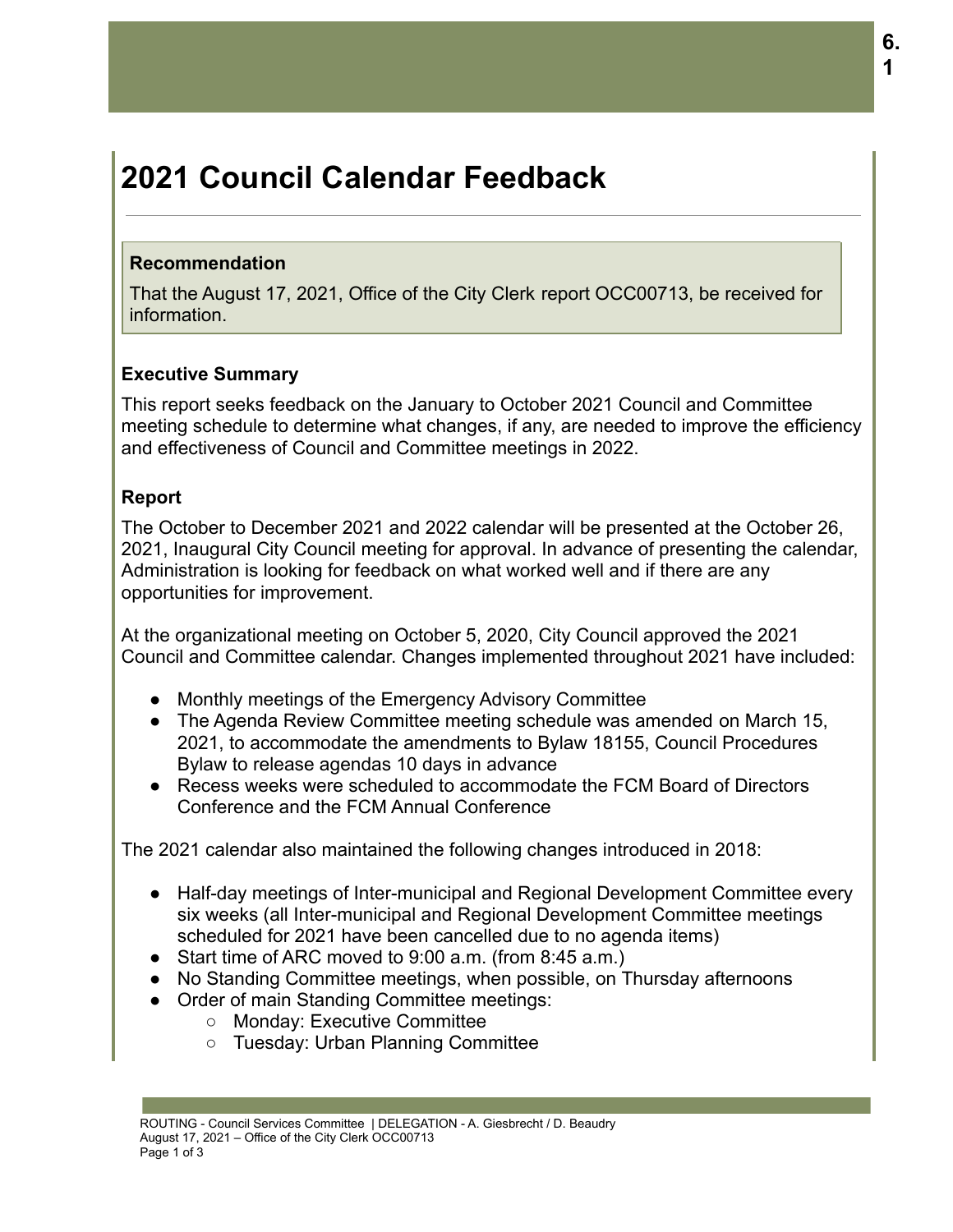# 2021 Council Calendar Feedback

**Recommendation**

That the August 17, 2021, Office of the City Clerk report OCC00713, be received for information.

**Executive Summary**

This report seeks feedback on the January to October 2021 Council and Committee meeting schedule to determine what changes, if any, are needed to improve the efficiency and effectiveness of Council and Committee meetings in 2022.

**Report**

The October to December 2021 and 2022 calendar will be presented at the October 26, 2021, Inaugural City Council meeting for approval. In advance of presenting the calendar, Administration is looking for feedback on what worked well and if there are any opportunities for improvement.

At the organizational meeting on October 5, 2020, City Council approved the 2021 Council and Committee calendar. Changes implemented throughout 2021 have included:

- Monthly meetings of the Emergency Advisory Committee
- The Agenda Review Committee meeting schedule was amended on March 15, 2021, to accommodate the amendments to Bylaw 18155, Council Procedures Bylaw to release agendas 10 days in advance
- Recess weeks were scheduled to accommodate the FCM Board of Directors Conference and the FCM Annual Conference

The 2021 calendar also maintained the following changes introduced in 2018:

- Half-day meetings of Inter-municipal and Regional Development Committee every six weeks (all Inter-municipal and Regional Development Committee meetings scheduled for 2021 have been cancelled due to no agenda items)
- Start time of ARC moved to 9:00 a.m. (from 8:45 a.m.)
- No Standing Committee meetings, when possible, on Thursday afternoons
- Order of main Standing Committee meetings:
  - Monday: Executive Committee
  - Tuesday: Urban Planning Committee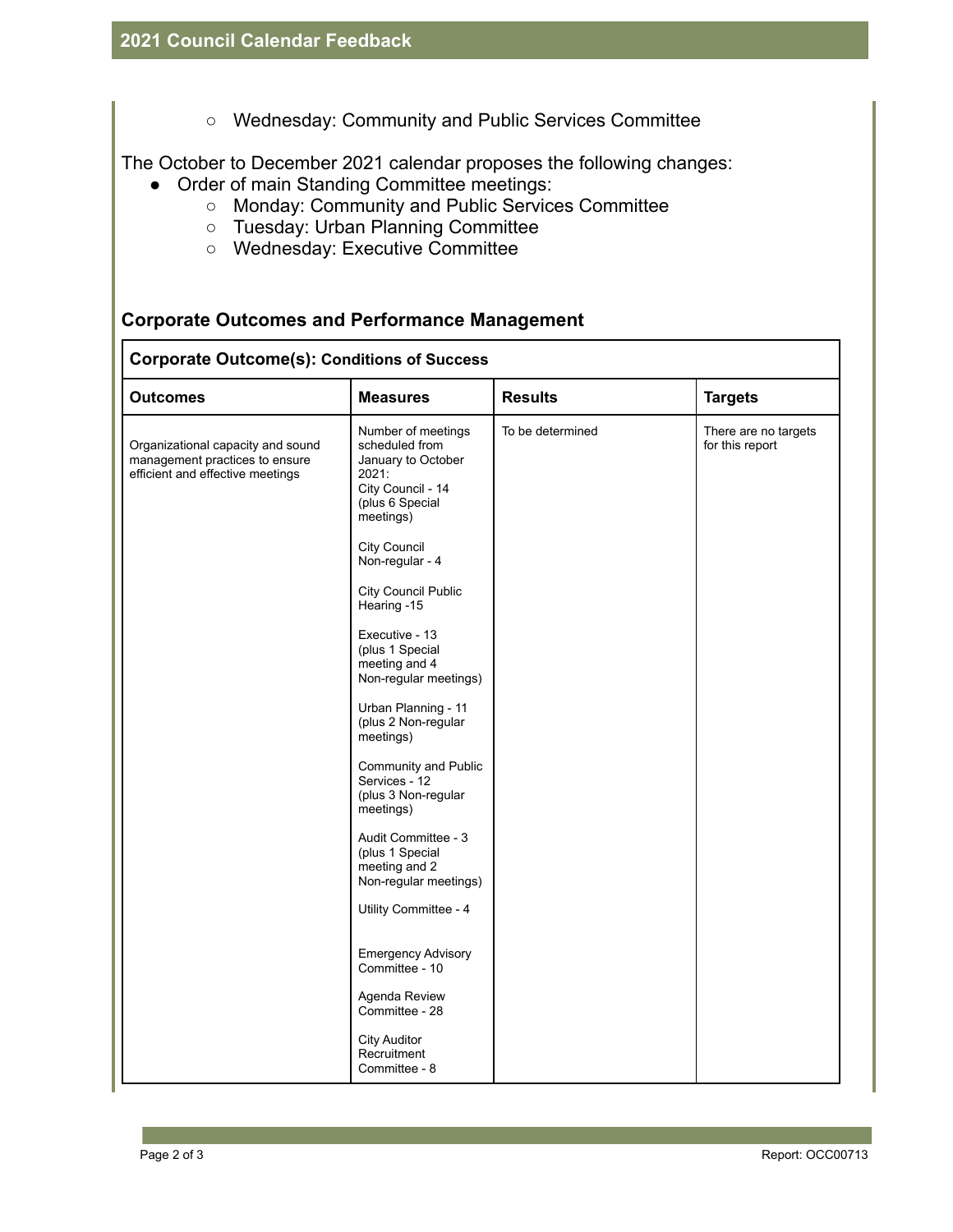- Wednesday: Community and Public Services Committee

The October to December 2021 calendar proposes the following changes:

- Order of main Standing Committee meetings:
  - Monday: Community and Public Services Committee
  - Tuesday: Urban Planning Committee
  - Wednesday: Executive Committee

## Corporate Outcomes and Performance Management

| **Corporate Outcome(s): Conditions of Success** | | | |
|---|---|---|---|
| **Outcomes** | **Measures** | **Results** | **Targets** |
| Organizational capacity and sound management practices to ensure efficient and effective meetings | Number of meetings scheduled from January to October 2021:<br>City Council - 14 (plus 6 Special meetings)<br><br>City Council Non-regular - 4<br><br>City Council Public Hearing -15<br><br>Executive - 13 (plus 1 Special meeting and 4 Non-regular meetings)<br><br>Urban Planning - 11 (plus 2 Non-regular meetings)<br><br>Community and Public Services - 12 (plus 3 Non-regular meetings)<br><br>Audit Committee - 3 (plus 1 Special meeting and 2 Non-regular meetings)<br><br>Utility Committee - 4<br><br>Emergency Advisory Committee - 10<br><br>Agenda Review Committee - 28<br><br>City Auditor Recruitment Committee - 8 | To be determined | There are no targets for this report |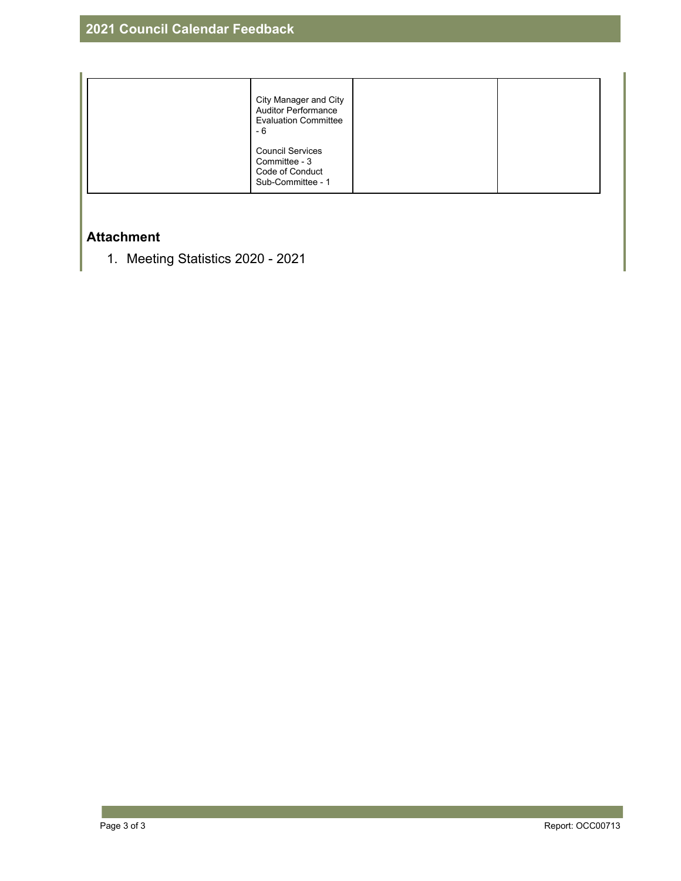| | | | |
|---|---|---|---|
| | City Manager and City Auditor Performance Evaluation Committee - 6<br><br>Council Services Committee - 3<br>Code of Conduct Sub-Committee - 1 | | |

## Attachment

1. Meeting Statistics 2020 - 2021